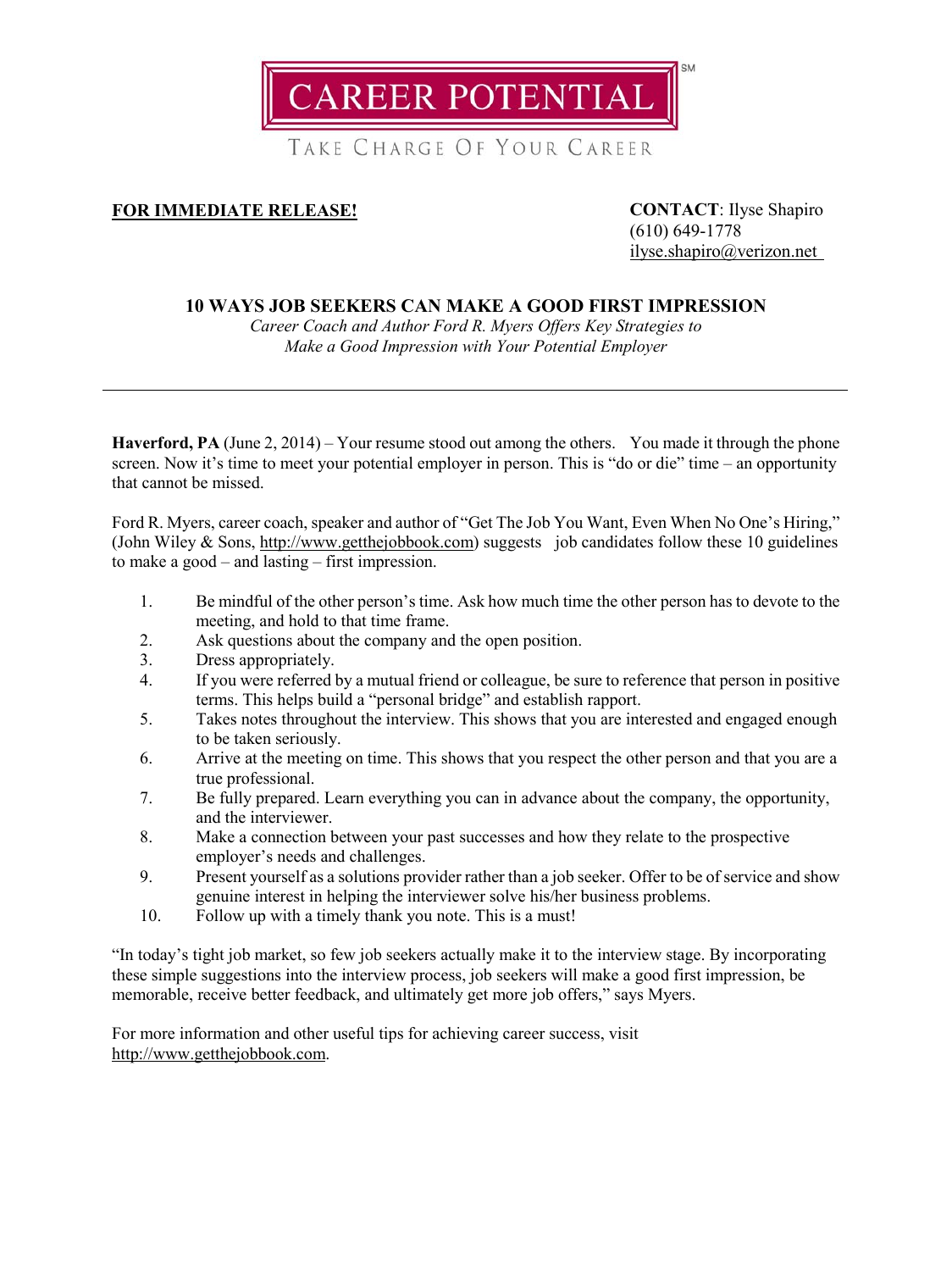# CAREER POTENTIAL[SM]

TAKE CHARGE OF YOUR CAREER

**FOR IMMEDIATE RELEASE!**

**CONTACT**: Ilyse Shapiro
(610) 649-1778
ilyse.shapiro@verizon.net

## 10 WAYS JOB SEEKERS CAN MAKE A GOOD FIRST IMPRESSION

*Career Coach and Author Ford R. Myers Offers Key Strategies to Make a Good Impression with Your Potential Employer*

---

**Haverford, PA** (June 2, 2014) – Your resume stood out among the others. You made it through the phone screen. Now it's time to meet your potential employer in person. This is "do or die" time – an opportunity that cannot be missed.

Ford R. Myers, career coach, speaker and author of "Get The Job You Want, Even When No One's Hiring," (John Wiley & Sons, http://www.getthejobbook.com) suggests job candidates follow these 10 guidelines to make a good – and lasting – first impression.

1. Be mindful of the other person's time. Ask how much time the other person has to devote to the meeting, and hold to that time frame.
2. Ask questions about the company and the open position.
3. Dress appropriately.
4. If you were referred by a mutual friend or colleague, be sure to reference that person in positive terms. This helps build a "personal bridge" and establish rapport.
5. Takes notes throughout the interview. This shows that you are interested and engaged enough to be taken seriously.
6. Arrive at the meeting on time. This shows that you respect the other person and that you are a true professional.
7. Be fully prepared. Learn everything you can in advance about the company, the opportunity, and the interviewer.
8. Make a connection between your past successes and how they relate to the prospective employer's needs and challenges.
9. Present yourself as a solutions provider rather than a job seeker. Offer to be of service and show genuine interest in helping the interviewer solve his/her business problems.
10. Follow up with a timely thank you note. This is a must!

"In today's tight job market, so few job seekers actually make it to the interview stage. By incorporating these simple suggestions into the interview process, job seekers will make a good first impression, be memorable, receive better feedback, and ultimately get more job offers," says Myers.

For more information and other useful tips for achieving career success, visit http://www.getthejobbook.com.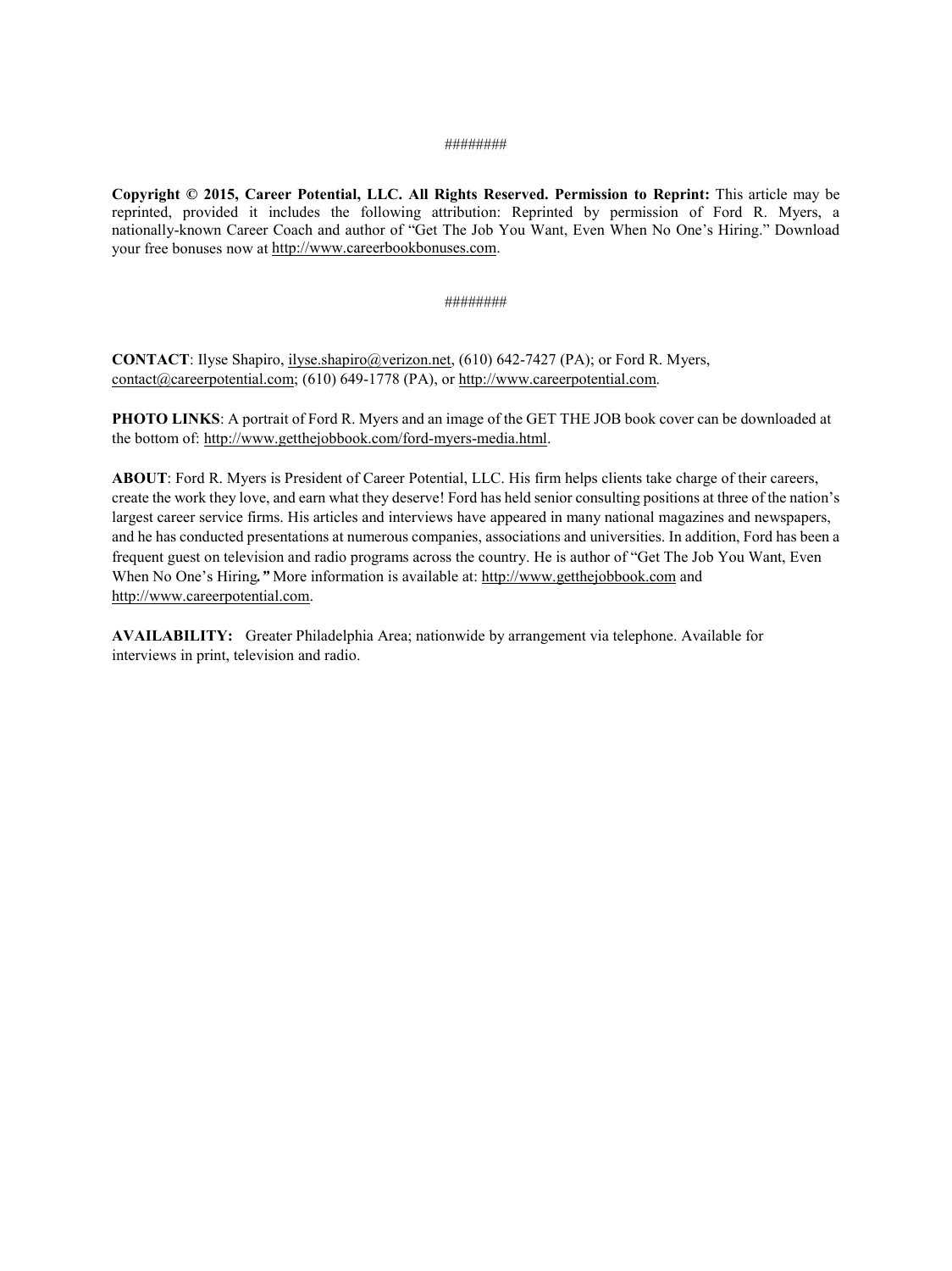########

**Copyright © 2015, Career Potential, LLC. All Rights Reserved. Permission to Reprint:** This article may be reprinted, provided it includes the following attribution: Reprinted by permission of Ford R. Myers, a nationally-known Career Coach and author of "Get The Job You Want, Even When No One's Hiring." Download your free bonuses now at http://www.careerbookbonuses.com.

########

**CONTACT**: Ilyse Shapiro, ilyse.shapiro@verizon.net, (610) 642-7427 (PA); or Ford R. Myers, contact@careerpotential.com; (610) 649-1778 (PA), or http://www.careerpotential.com.

**PHOTO LINKS**: A portrait of Ford R. Myers and an image of the GET THE JOB book cover can be downloaded at the bottom of: http://www.getthejobbook.com/ford-myers-media.html.

**ABOUT**: Ford R. Myers is President of Career Potential, LLC. His firm helps clients take charge of their careers, create the work they love, and earn what they deserve! Ford has held senior consulting positions at three of the nation's largest career service firms. His articles and interviews have appeared in many national magazines and newspapers, and he has conducted presentations at numerous companies, associations and universities. In addition, Ford has been a frequent guest on television and radio programs across the country. He is author of "Get The Job You Want, Even When No One's Hiring*."* More information is available at: http://www.getthejobbook.com and http://www.careerpotential.com.

**AVAILABILITY:** Greater Philadelphia Area; nationwide by arrangement via telephone. Available for interviews in print, television and radio.